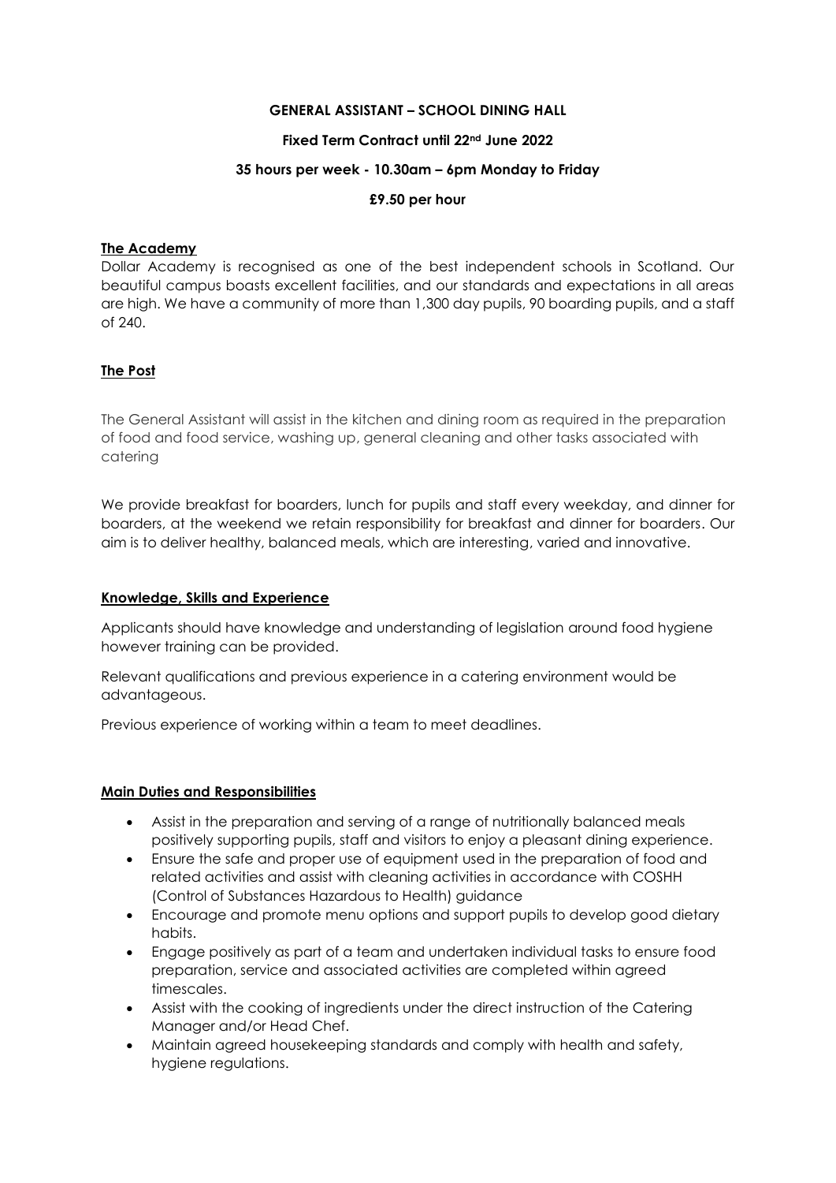**GENERAL ASSISTANT – SCHOOL DINING HALL**

**Fixed Term Contract until 22nd June 2022**

**35 hours per week - 10.30am – 6pm Monday to Friday**

**£9.50 per hour**

## The Academy

Dollar Academy is recognised as one of the best independent schools in Scotland. Our beautiful campus boasts excellent facilities, and our standards and expectations in all areas are high. We have a community of more than 1,300 day pupils, 90 boarding pupils, and a staff of 240.

## The Post

The General Assistant will assist in the kitchen and dining room as required in the preparation of food and food service, washing up, general cleaning and other tasks associated with catering

We provide breakfast for boarders, lunch for pupils and staff every weekday, and dinner for boarders, at the weekend we retain responsibility for breakfast and dinner for boarders. Our aim is to deliver healthy, balanced meals, which are interesting, varied and innovative.

## Knowledge, Skills and Experience

Applicants should have knowledge and understanding of legislation around food hygiene however training can be provided.

Relevant qualifications and previous experience in a catering environment would be advantageous.

Previous experience of working within a team to meet deadlines.

## Main Duties and Responsibilities

- Assist in the preparation and serving of a range of nutritionally balanced meals positively supporting pupils, staff and visitors to enjoy a pleasant dining experience.
- Ensure the safe and proper use of equipment used in the preparation of food and related activities and assist with cleaning activities in accordance with COSHH (Control of Substances Hazardous to Health) guidance
- Encourage and promote menu options and support pupils to develop good dietary habits.
- Engage positively as part of a team and undertaken individual tasks to ensure food preparation, service and associated activities are completed within agreed timescales.
- Assist with the cooking of ingredients under the direct instruction of the Catering Manager and/or Head Chef.
- Maintain agreed housekeeping standards and comply with health and safety, hygiene regulations.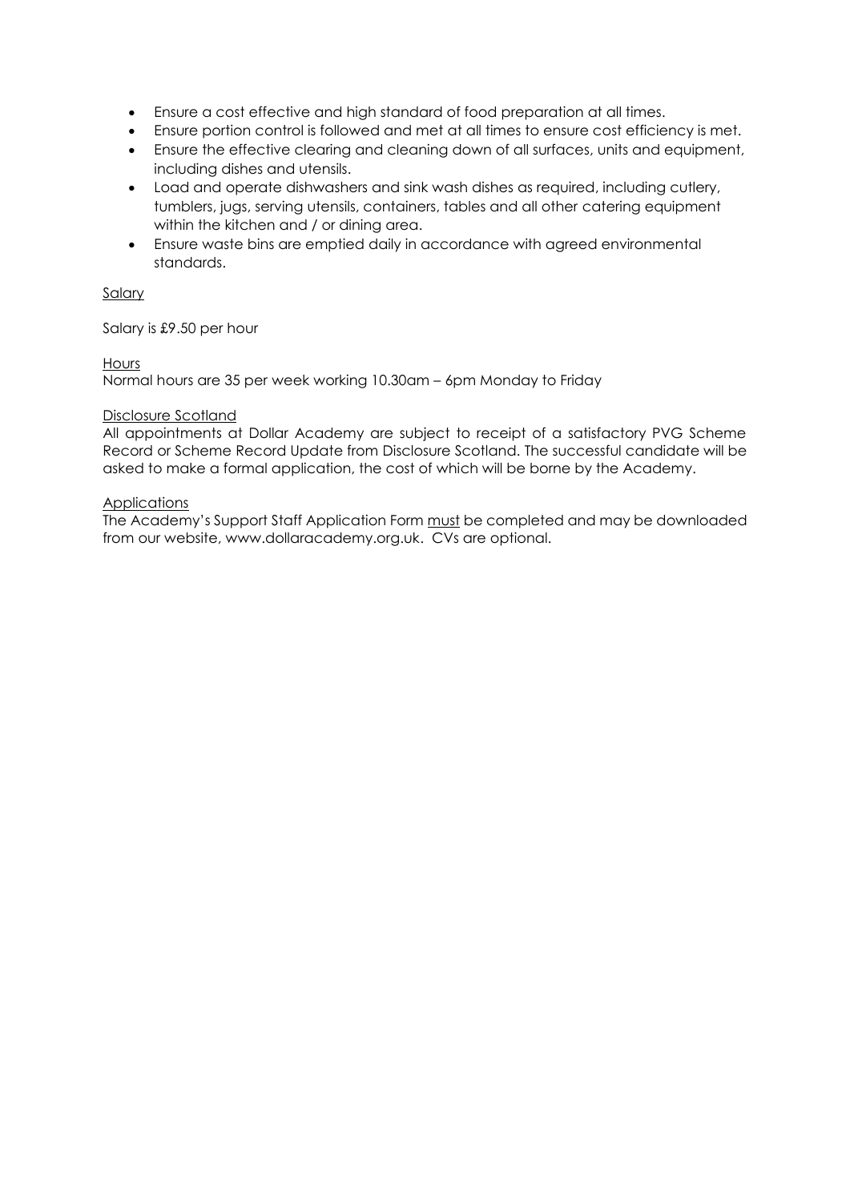- Ensure a cost effective and high standard of food preparation at all times.
- Ensure portion control is followed and met at all times to ensure cost efficiency is met.
- Ensure the effective clearing and cleaning down of all surfaces, units and equipment, including dishes and utensils.
- Load and operate dishwashers and sink wash dishes as required, including cutlery, tumblers, jugs, serving utensils, containers, tables and all other catering equipment within the kitchen and / or dining area.
- Ensure waste bins are emptied daily in accordance with agreed environmental standards.

Salary

Salary is £9.50 per hour

Hours

Normal hours are 35 per week working 10.30am – 6pm Monday to Friday

Disclosure Scotland

All appointments at Dollar Academy are subject to receipt of a satisfactory PVG Scheme Record or Scheme Record Update from Disclosure Scotland. The successful candidate will be asked to make a formal application, the cost of which will be borne by the Academy.

Applications

The Academy's Support Staff Application Form must be completed and may be downloaded from our website, www.dollaracademy.org.uk. CVs are optional.